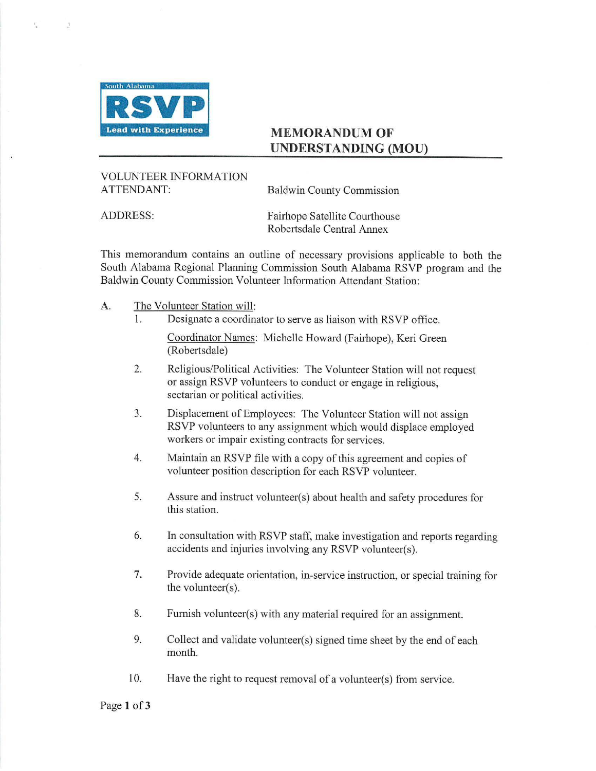South Alabama

**RSVP**

Lead with Experience

# MEMORANDUM OF UNDERSTANDING (MOU)

VOLUNTEER INFORMATION ATTENDANT: Baldwin County Commission

ADDRESS: Fairhope Satellite Courthouse
Robertsdale Central Annex

This memorandum contains an outline of necessary provisions applicable to both the South Alabama Regional Planning Commission South Alabama RSVP program and the Baldwin County Commission Volunteer Information Attendant Station:

A. The Volunteer Station will:

1. Designate a coordinator to serve as liaison with RSVP office.

   Coordinator Names: Michelle Howard (Fairhope), Keri Green (Robertsdale)

2. Religious/Political Activities: The Volunteer Station will not request or assign RSVP volunteers to conduct or engage in religious, sectarian or political activities.

3. Displacement of Employees: The Volunteer Station will not assign RSVP volunteers to any assignment which would displace employed workers or impair existing contracts for services.

4. Maintain an RSVP file with a copy of this agreement and copies of volunteer position description for each RSVP volunteer.

5. Assure and instruct volunteer(s) about health and safety procedures for this station.

6. In consultation with RSVP staff, make investigation and reports regarding accidents and injuries involving any RSVP volunteer(s).

7. Provide adequate orientation, in-service instruction, or special training for the volunteer(s).

8. Furnish volunteer(s) with any material required for an assignment.

9. Collect and validate volunteer(s) signed time sheet by the end of each month.

10. Have the right to request removal of a volunteer(s) from service.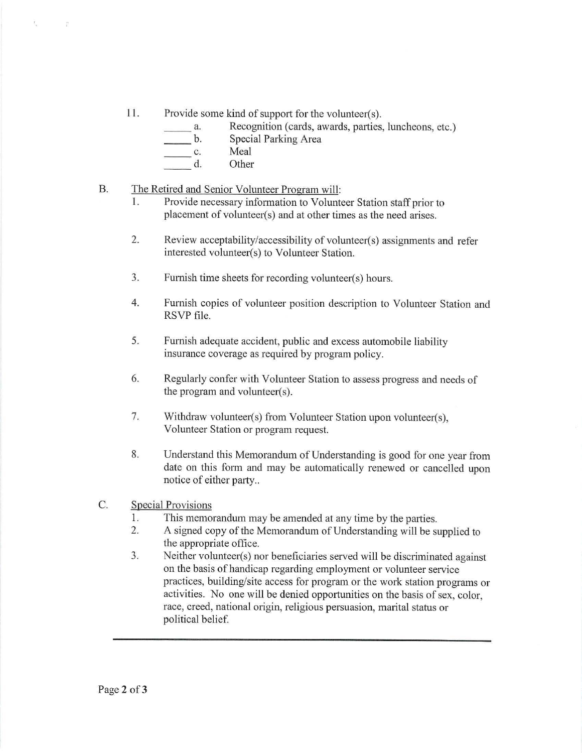11. Provide some kind of support for the volunteer(s).
    _____ a. Recognition (cards, awards, parties, luncheons, etc.)
    _____ b. Special Parking Area
    _____ c. Meal
    _____ d. Other

B. <u>The Retired and Senior Volunteer Program will</u>:

1. Provide necessary information to Volunteer Station staff prior to placement of volunteer(s) and at other times as the need arises.

2. Review acceptability/accessibility of volunteer(s) assignments and refer interested volunteer(s) to Volunteer Station.

3. Furnish time sheets for recording volunteer(s) hours.

4. Furnish copies of volunteer position description to Volunteer Station and RSVP file.

5. Furnish adequate accident, public and excess automobile liability insurance coverage as required by program policy.

6. Regularly confer with Volunteer Station to assess progress and needs of the program and volunteer(s).

7. Withdraw volunteer(s) from Volunteer Station upon volunteer(s), Volunteer Station or program request.

8. Understand this Memorandum of Understanding is good for one year from date on this form and may be automatically renewed or cancelled upon notice of either party..

C. <u>Special Provisions</u>

1. This memorandum may be amended at any time by the parties.
2. A signed copy of the Memorandum of Understanding will be supplied to the appropriate office.
3. Neither volunteer(s) nor beneficiaries served will be discriminated against on the basis of handicap regarding employment or volunteer service practices, building/site access for program or the work station programs or activities. No one will be denied opportunities on the basis of sex, color, race, creed, national origin, religious persuasion, marital status or political belief.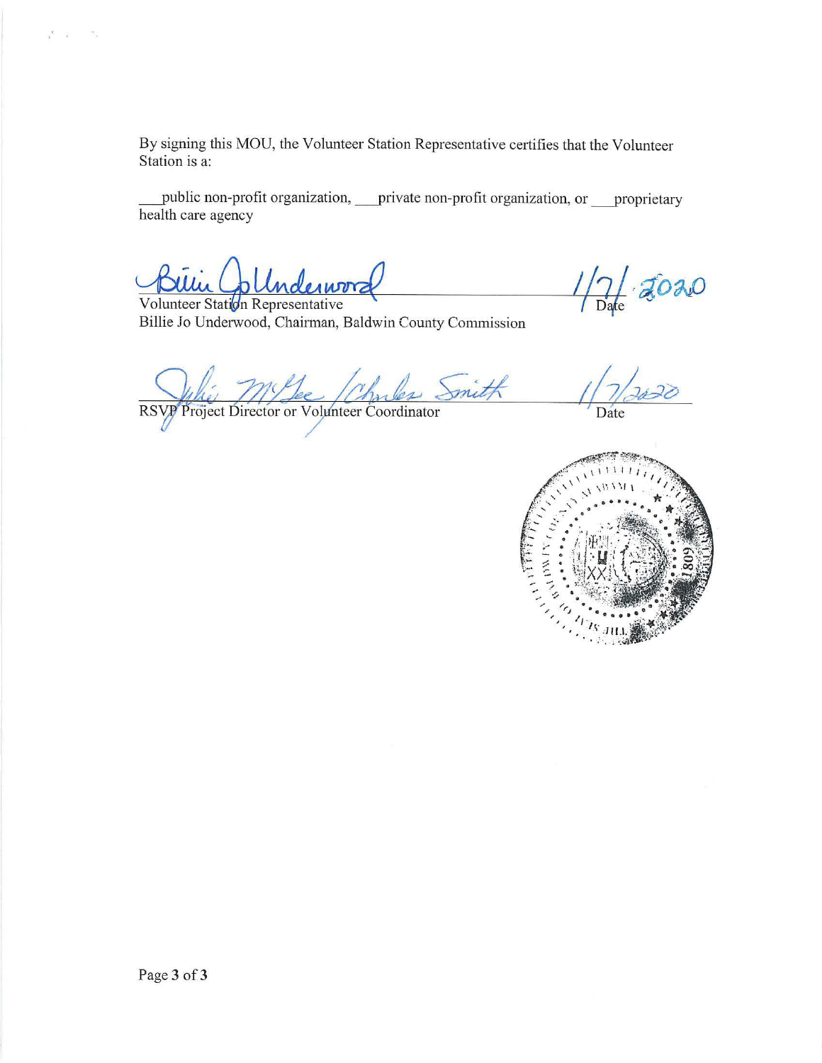By signing this MOU, the Volunteer Station Representative certifies that the Volunteer Station is a:

___public non-profit organization, ___private non-profit organization, or ___proprietary health care agency

Volunteer Station Representative
Billie Jo Underwood, Chairman, Baldwin County Commission

Date 1/7/2020

RSVP Project Director or Volunteer Coordinator

Date 1/7/2020